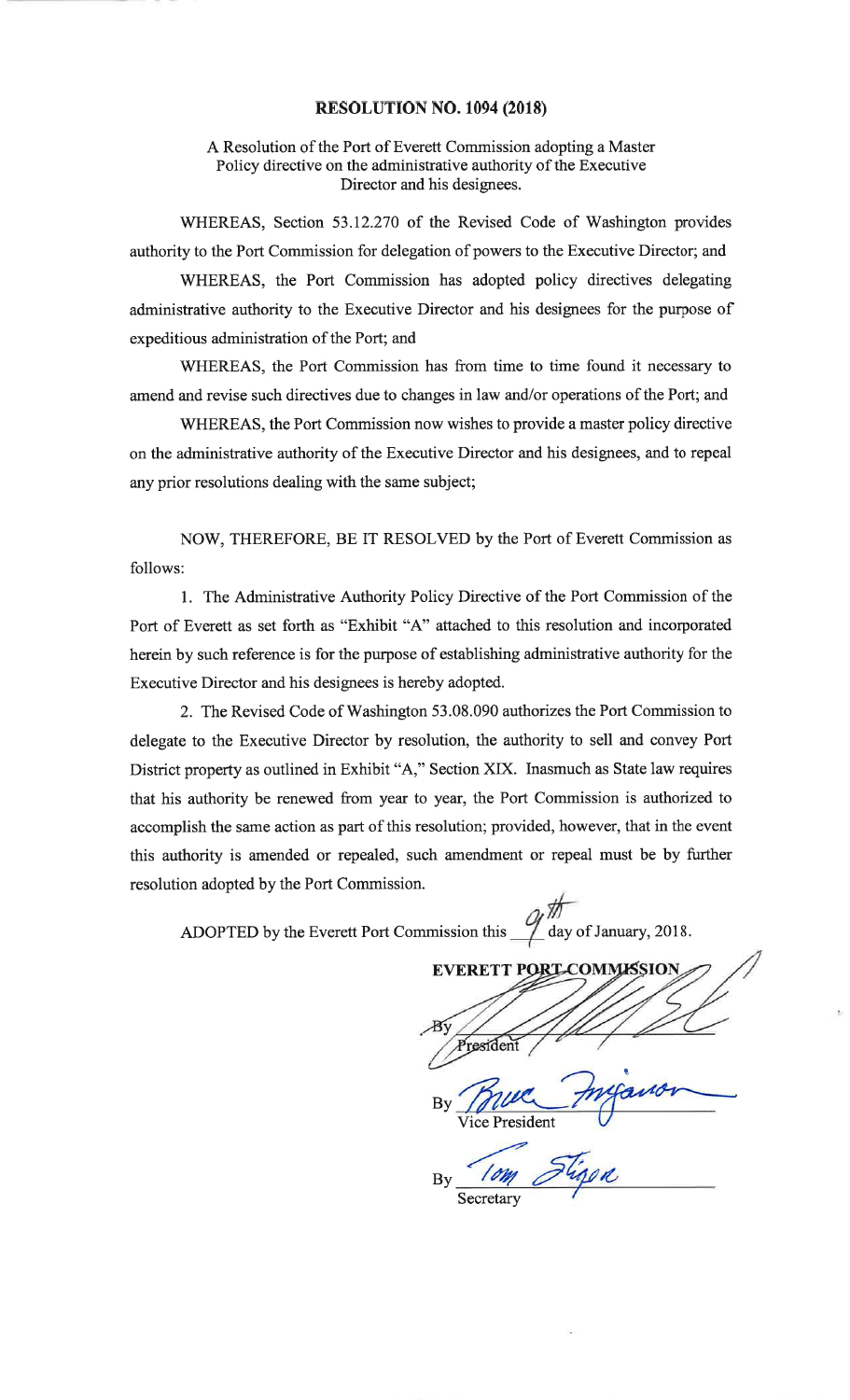# RESOLUTION NO. 1094 (2018)

A Resolution of the Port of Everett Commission adopting a Master Policy directive on the administrative authority of the Executive Director and his designees.

WHEREAS, Section 53.12.270 of the Revised Code of Washington provides authority to the Port Commission for delegation of powers to the Executive Director; and

WHEREAS, the Port Commission has adopted policy directives delegating administrative authority to the Executive Director and his designees for the purpose of expeditious administration of the Port; and

WHEREAS, the Port Commission has from time to time found it necessary to amend and revise such directives due to changes in law and/or operations of the Port; and

WHEREAS, the Port Commission now wishes to provide a master policy directive on the administrative authority of the Executive Director and his designees, and to repeal any prior resolutions dealing with the same subject;

NOW, THEREFORE, BE IT RESOLVED by the Port of Everett Commission as follows:

1. The Administrative Authority Policy Directive of the Port Commission of the Port of Everett as set forth as "Exhibit "A" attached to this resolution and incorporated herein by such reference is for the purpose of establishing administrative authority for the Executive Director and his designees is hereby adopted.

2. The Revised Code of Washington 53.08.090 authorizes the Port Commission to delegate to the Executive Director by resolution, the authority to sell and convey Port District property as outlined in Exhibit "A," Section XIX. Inasmuch as State law requires that his authority be renewed from year to year, the Port Commission is authorized to accomplish the same action as part of this resolution; provided, however, that in the event this authority is amended or repealed, such amendment or repeal must be by further resolution adopted by the Port Commission.

ADOPTED by the Everett Port Commission this 9th day of January, 2018.

**EVERETT PORT COMMISSION**

By ______________________
President

By ______________________
Vice President

By ______________________
Secretary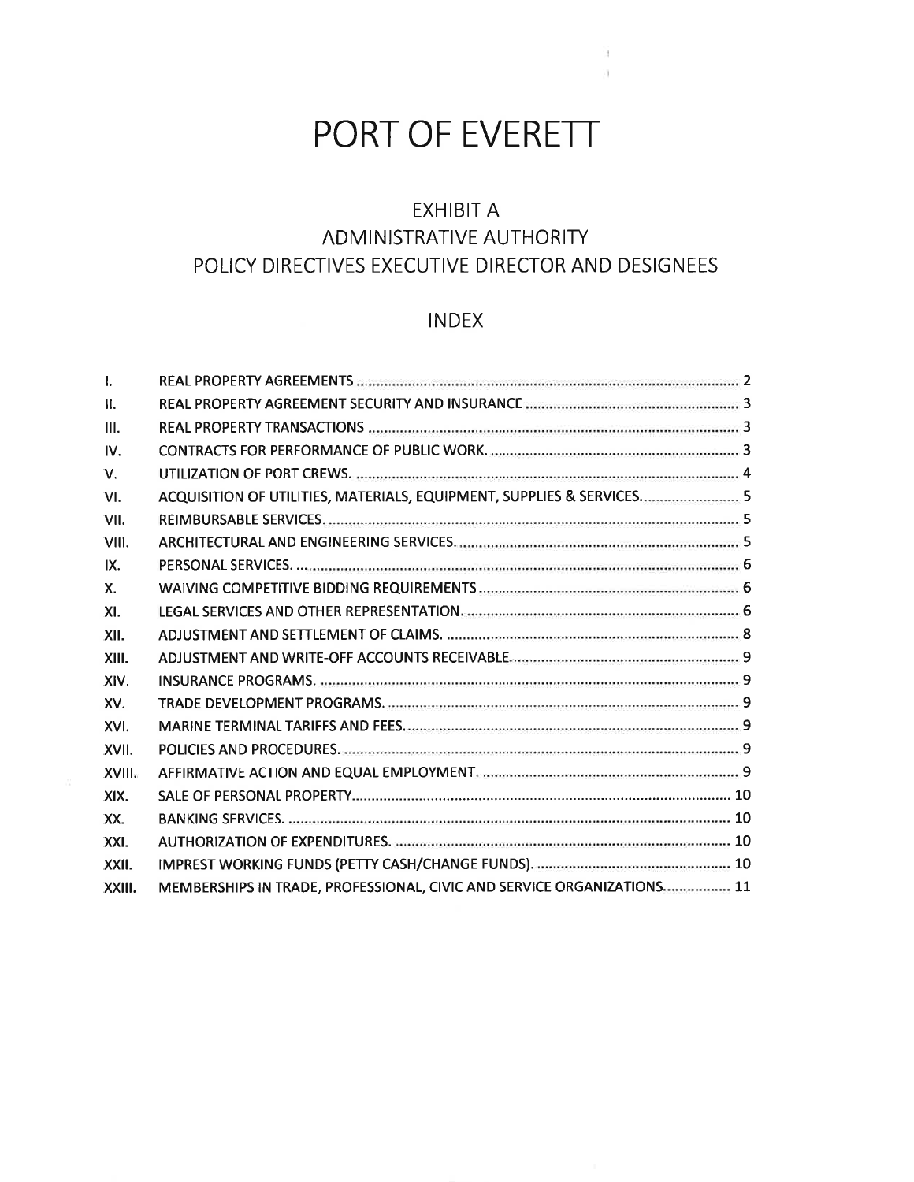# PORT OF EVERETT

## EXHIBIT A
## ADMINISTRATIVE AUTHORITY
## POLICY DIRECTIVES EXECUTIVE DIRECTOR AND DESIGNEES

### INDEX

| | | |
|---|---|---|
| I. | REAL PROPERTY AGREEMENTS | 2 |
| II. | REAL PROPERTY AGREEMENT SECURITY AND INSURANCE | 3 |
| III. | REAL PROPERTY TRANSACTIONS | 3 |
| IV. | CONTRACTS FOR PERFORMANCE OF PUBLIC WORK. | 3 |
| V. | UTILIZATION OF PORT CREWS. | 4 |
| VI. | ACQUISITION OF UTILITIES, MATERIALS, EQUIPMENT, SUPPLIES & SERVICES. | 5 |
| VII. | REIMBURSABLE SERVICES. | 5 |
| VIII. | ARCHITECTURAL AND ENGINEERING SERVICES. | 5 |
| IX. | PERSONAL SERVICES. | 6 |
| X. | WAIVING COMPETITIVE BIDDING REQUIREMENTS | 6 |
| XI. | LEGAL SERVICES AND OTHER REPRESENTATION. | 6 |
| XII. | ADJUSTMENT AND SETTLEMENT OF CLAIMS. | 8 |
| XIII. | ADJUSTMENT AND WRITE-OFF ACCOUNTS RECEIVABLE. | 9 |
| XIV. | INSURANCE PROGRAMS. | 9 |
| XV. | TRADE DEVELOPMENT PROGRAMS. | 9 |
| XVI. | MARINE TERMINAL TARIFFS AND FEES. | 9 |
| XVII. | POLICIES AND PROCEDURES. | 9 |
| XVIII. | AFFIRMATIVE ACTION AND EQUAL EMPLOYMENT. | 9 |
| XIX. | SALE OF PERSONAL PROPERTY | 10 |
| XX. | BANKING SERVICES. | 10 |
| XXI. | AUTHORIZATION OF EXPENDITURES. | 10 |
| XXII. | IMPREST WORKING FUNDS (PETTY CASH/CHANGE FUNDS). | 10 |
| XXIII. | MEMBERSHIPS IN TRADE, PROFESSIONAL, CIVIC AND SERVICE ORGANIZATIONS. | 11 |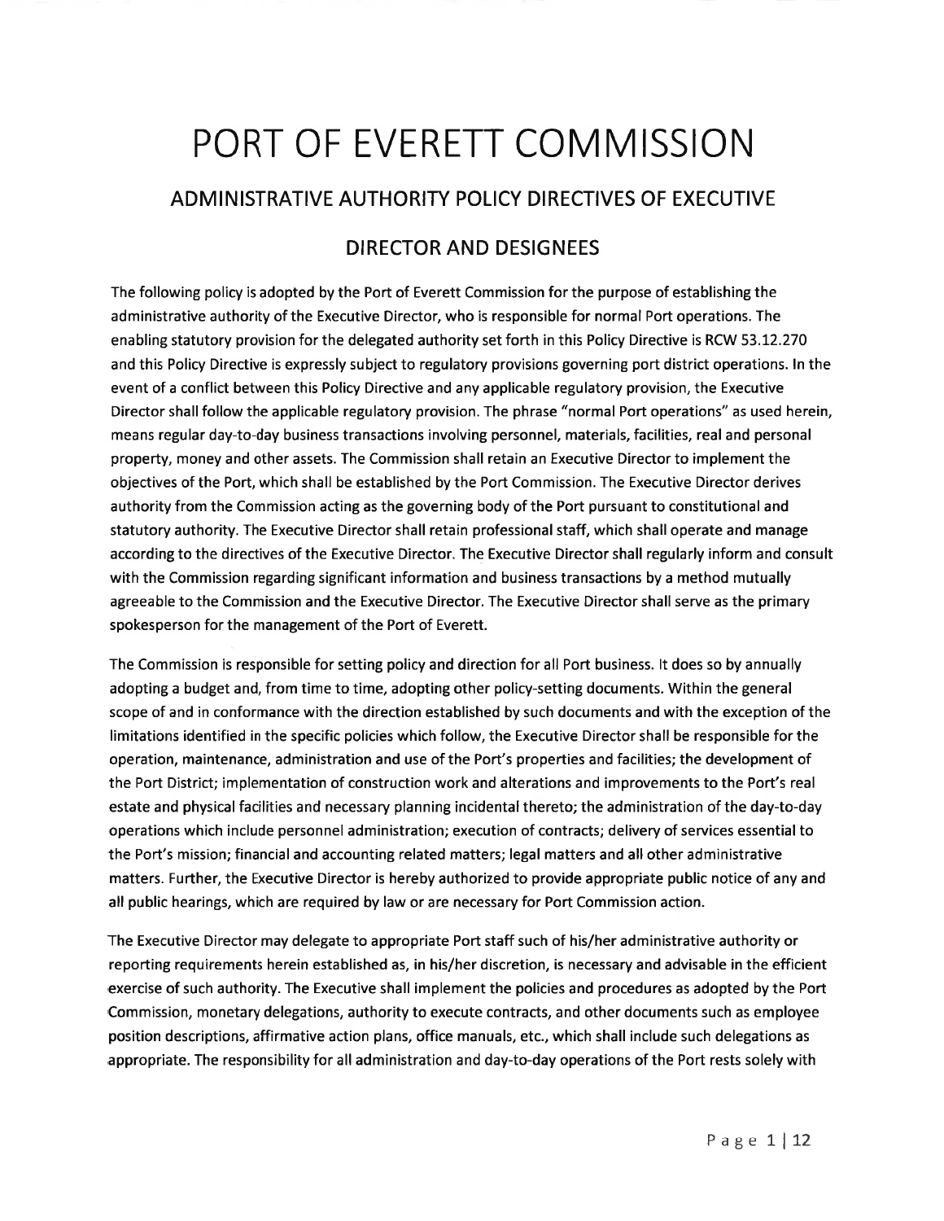# PORT OF EVERETT COMMISSION

## ADMINISTRATIVE AUTHORITY POLICY DIRECTIVES OF EXECUTIVE DIRECTOR AND DESIGNEES

The following policy is adopted by the Port of Everett Commission for the purpose of establishing the administrative authority of the Executive Director, who is responsible for normal Port operations. The enabling statutory provision for the delegated authority set forth in this Policy Directive is RCW 53.12.270 and this Policy Directive is expressly subject to regulatory provisions governing port district operations. In the event of a conflict between this Policy Directive and any applicable regulatory provision, the Executive Director shall follow the applicable regulatory provision. The phrase "normal Port operations" as used herein, means regular day-to-day business transactions involving personnel, materials, facilities, real and personal property, money and other assets. The Commission shall retain an Executive Director to implement the objectives of the Port, which shall be established by the Port Commission. The Executive Director derives authority from the Commission acting as the governing body of the Port pursuant to constitutional and statutory authority. The Executive Director shall retain professional staff, which shall operate and manage according to the directives of the Executive Director. The Executive Director shall regularly inform and consult with the Commission regarding significant information and business transactions by a method mutually agreeable to the Commission and the Executive Director. The Executive Director shall serve as the primary spokesperson for the management of the Port of Everett.

The Commission is responsible for setting policy and direction for all Port business. It does so by annually adopting a budget and, from time to time, adopting other policy-setting documents. Within the general scope of and in conformance with the direction established by such documents and with the exception of the limitations identified in the specific policies which follow, the Executive Director shall be responsible for the operation, maintenance, administration and use of the Port's properties and facilities; the development of the Port District; implementation of construction work and alterations and improvements to the Port's real estate and physical facilities and necessary planning incidental thereto; the administration of the day-to-day operations which include personnel administration; execution of contracts; delivery of services essential to the Port's mission; financial and accounting related matters; legal matters and all other administrative matters. Further, the Executive Director is hereby authorized to provide appropriate public notice of any and all public hearings, which are required by law or are necessary for Port Commission action.

The Executive Director may delegate to appropriate Port staff such of his/her administrative authority or reporting requirements herein established as, in his/her discretion, is necessary and advisable in the efficient exercise of such authority. The Executive shall implement the policies and procedures as adopted by the Port Commission, monetary delegations, authority to execute contracts, and other documents such as employee position descriptions, affirmative action plans, office manuals, etc., which shall include such delegations as appropriate. The responsibility for all administration and day-to-day operations of the Port rests solely with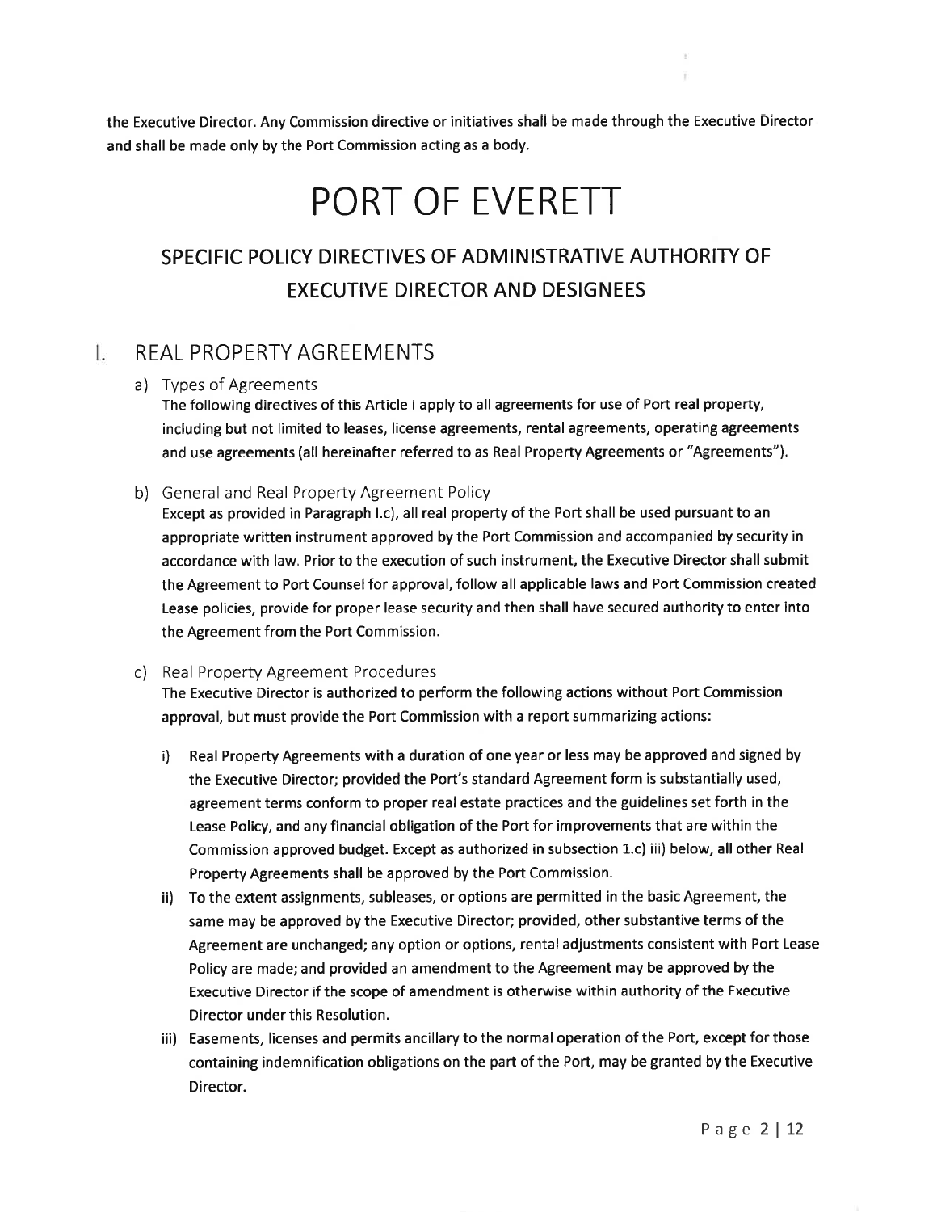the Executive Director. Any Commission directive or initiatives shall be made through the Executive Director and shall be made only by the Port Commission acting as a body.

# PORT OF EVERETT

## SPECIFIC POLICY DIRECTIVES OF ADMINISTRATIVE AUTHORITY OF EXECUTIVE DIRECTOR AND DESIGNEES

## I. REAL PROPERTY AGREEMENTS

### a) Types of Agreements

The following directives of this Article I apply to all agreements for use of Port real property, including but not limited to leases, license agreements, rental agreements, operating agreements and use agreements (all hereinafter referred to as Real Property Agreements or "Agreements").

### b) General and Real Property Agreement Policy

Except as provided in Paragraph I.c), all real property of the Port shall be used pursuant to an appropriate written instrument approved by the Port Commission and accompanied by security in accordance with law. Prior to the execution of such instrument, the Executive Director shall submit the Agreement to Port Counsel for approval, follow all applicable laws and Port Commission created Lease policies, provide for proper lease security and then shall have secured authority to enter into the Agreement from the Port Commission.

### c) Real Property Agreement Procedures

The Executive Director is authorized to perform the following actions without Port Commission approval, but must provide the Port Commission with a report summarizing actions:

i) Real Property Agreements with a duration of one year or less may be approved and signed by the Executive Director; provided the Port's standard Agreement form is substantially used, agreement terms conform to proper real estate practices and the guidelines set forth in the Lease Policy, and any financial obligation of the Port for improvements that are within the Commission approved budget. Except as authorized in subsection 1.c) iii) below, all other Real Property Agreements shall be approved by the Port Commission.

ii) To the extent assignments, subleases, or options are permitted in the basic Agreement, the same may be approved by the Executive Director; provided, other substantive terms of the Agreement are unchanged; any option or options, rental adjustments consistent with Port Lease Policy are made; and provided an amendment to the Agreement may be approved by the Executive Director if the scope of amendment is otherwise within authority of the Executive Director under this Resolution.

iii) Easements, licenses and permits ancillary to the normal operation of the Port, except for those containing indemnification obligations on the part of the Port, may be granted by the Executive Director.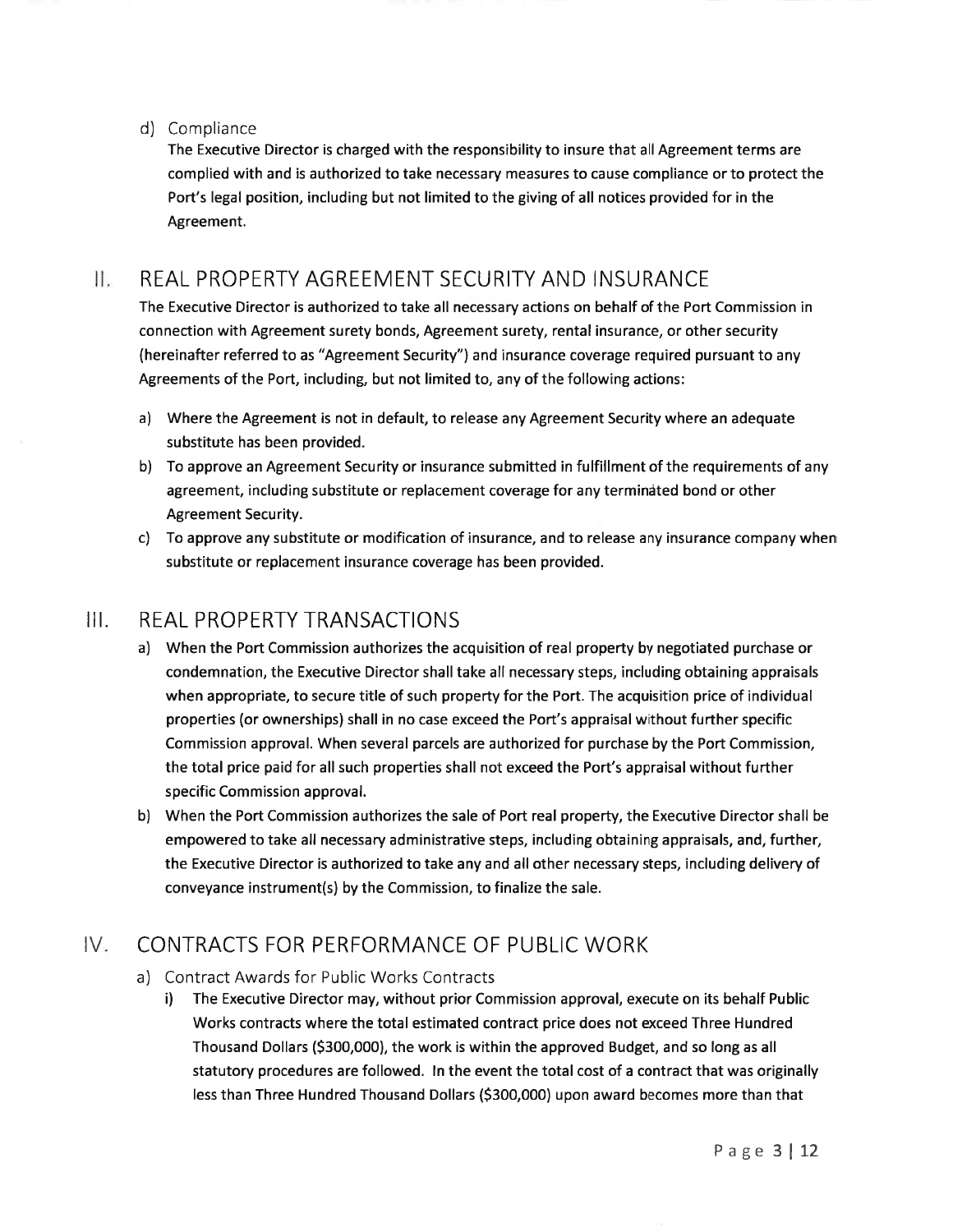d) Compliance

The Executive Director is charged with the responsibility to insure that all Agreement terms are complied with and is authorized to take necessary measures to cause compliance or to protect the Port's legal position, including but not limited to the giving of all notices provided for in the Agreement.

## II. REAL PROPERTY AGREEMENT SECURITY AND INSURANCE

The Executive Director is authorized to take all necessary actions on behalf of the Port Commission in connection with Agreement surety bonds, Agreement surety, rental insurance, or other security (hereinafter referred to as "Agreement Security") and insurance coverage required pursuant to any Agreements of the Port, including, but not limited to, any of the following actions:

a) Where the Agreement is not in default, to release any Agreement Security where an adequate substitute has been provided.

b) To approve an Agreement Security or insurance submitted in fulfillment of the requirements of any agreement, including substitute or replacement coverage for any terminated bond or other Agreement Security.

c) To approve any substitute or modification of insurance, and to release any insurance company when substitute or replacement insurance coverage has been provided.

## III. REAL PROPERTY TRANSACTIONS

a) When the Port Commission authorizes the acquisition of real property by negotiated purchase or condemnation, the Executive Director shall take all necessary steps, including obtaining appraisals when appropriate, to secure title of such property for the Port. The acquisition price of individual properties (or ownerships) shall in no case exceed the Port's appraisal without further specific Commission approval. When several parcels are authorized for purchase by the Port Commission, the total price paid for all such properties shall not exceed the Port's appraisal without further specific Commission approval.

b) When the Port Commission authorizes the sale of Port real property, the Executive Director shall be empowered to take all necessary administrative steps, including obtaining appraisals, and, further, the Executive Director is authorized to take any and all other necessary steps, including delivery of conveyance instrument(s) by the Commission, to finalize the sale.

## IV. CONTRACTS FOR PERFORMANCE OF PUBLIC WORK

a) Contract Awards for Public Works Contracts

i) The Executive Director may, without prior Commission approval, execute on its behalf Public Works contracts where the total estimated contract price does not exceed Three Hundred Thousand Dollars ($300,000), the work is within the approved Budget, and so long as all statutory procedures are followed. In the event the total cost of a contract that was originally less than Three Hundred Thousand Dollars ($300,000) upon award becomes more than that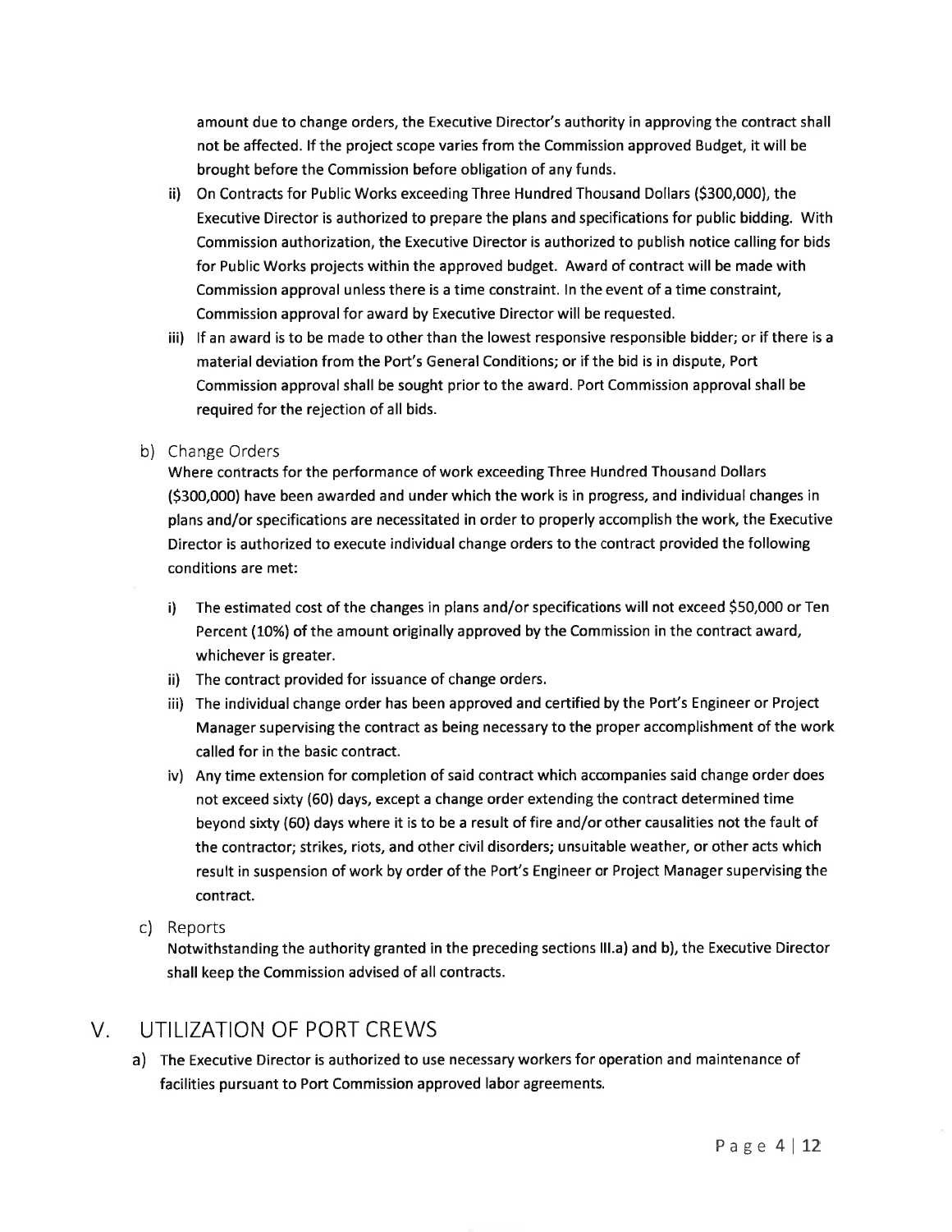amount due to change orders, the Executive Director's authority in approving the contract shall not be affected. If the project scope varies from the Commission approved Budget, it will be brought before the Commission before obligation of any funds.

ii) On Contracts for Public Works exceeding Three Hundred Thousand Dollars ($300,000), the Executive Director is authorized to prepare the plans and specifications for public bidding. With Commission authorization, the Executive Director is authorized to publish notice calling for bids for Public Works projects within the approved budget. Award of contract will be made with Commission approval unless there is a time constraint. In the event of a time constraint, Commission approval for award by Executive Director will be requested.

iii) If an award is to be made to other than the lowest responsive responsible bidder; or if there is a material deviation from the Port's General Conditions; or if the bid is in dispute, Port Commission approval shall be sought prior to the award. Port Commission approval shall be required for the rejection of all bids.

b) Change Orders

Where contracts for the performance of work exceeding Three Hundred Thousand Dollars ($300,000) have been awarded and under which the work is in progress, and individual changes in plans and/or specifications are necessitated in order to properly accomplish the work, the Executive Director is authorized to execute individual change orders to the contract provided the following conditions are met:

i) The estimated cost of the changes in plans and/or specifications will not exceed $50,000 or Ten Percent (10%) of the amount originally approved by the Commission in the contract award, whichever is greater.

ii) The contract provided for issuance of change orders.

iii) The individual change order has been approved and certified by the Port's Engineer or Project Manager supervising the contract as being necessary to the proper accomplishment of the work called for in the basic contract.

iv) Any time extension for completion of said contract which accompanies said change order does not exceed sixty (60) days, except a change order extending the contract determined time beyond sixty (60) days where it is to be a result of fire and/or other causalities not the fault of the contractor; strikes, riots, and other civil disorders; unsuitable weather, or other acts which result in suspension of work by order of the Port's Engineer or Project Manager supervising the contract.

c) Reports

Notwithstanding the authority granted in the preceding sections III.a) and b), the Executive Director shall keep the Commission advised of all contracts.

# V. UTILIZATION OF PORT CREWS

a) The Executive Director is authorized to use necessary workers for operation and maintenance of facilities pursuant to Port Commission approved labor agreements.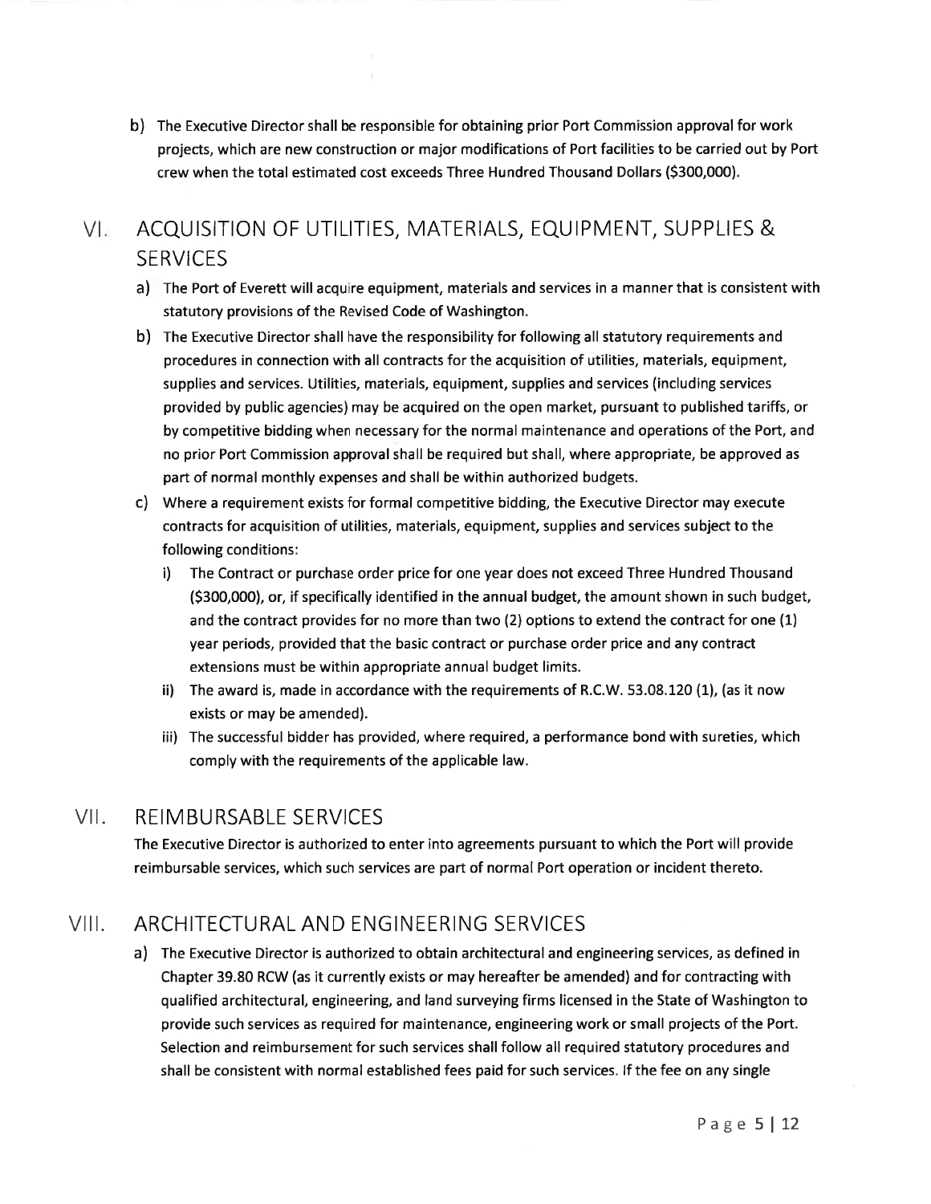b) The Executive Director shall be responsible for obtaining prior Port Commission approval for work projects, which are new construction or major modifications of Port facilities to be carried out by Port crew when the total estimated cost exceeds Three Hundred Thousand Dollars ($300,000).

## VI. ACQUISITION OF UTILITIES, MATERIALS, EQUIPMENT, SUPPLIES & SERVICES

a) The Port of Everett will acquire equipment, materials and services in a manner that is consistent with statutory provisions of the Revised Code of Washington.

b) The Executive Director shall have the responsibility for following all statutory requirements and procedures in connection with all contracts for the acquisition of utilities, materials, equipment, supplies and services. Utilities, materials, equipment, supplies and services (including services provided by public agencies) may be acquired on the open market, pursuant to published tariffs, or by competitive bidding when necessary for the normal maintenance and operations of the Port, and no prior Port Commission approval shall be required but shall, where appropriate, be approved as part of normal monthly expenses and shall be within authorized budgets.

c) Where a requirement exists for formal competitive bidding, the Executive Director may execute contracts for acquisition of utilities, materials, equipment, supplies and services subject to the following conditions:

   i) The Contract or purchase order price for one year does not exceed Three Hundred Thousand ($300,000), or, if specifically identified in the annual budget, the amount shown in such budget, and the contract provides for no more than two (2) options to extend the contract for one (1) year periods, provided that the basic contract or purchase order price and any contract extensions must be within appropriate annual budget limits.

   ii) The award is, made in accordance with the requirements of R.C.W. 53.08.120 (1), (as it now exists or may be amended).

   iii) The successful bidder has provided, where required, a performance bond with sureties, which comply with the requirements of the applicable law.

## VII. REIMBURSABLE SERVICES

The Executive Director is authorized to enter into agreements pursuant to which the Port will provide reimbursable services, which such services are part of normal Port operation or incident thereto.

## VIII. ARCHITECTURAL AND ENGINEERING SERVICES

a) The Executive Director is authorized to obtain architectural and engineering services, as defined in Chapter 39.80 RCW (as it currently exists or may hereafter be amended) and for contracting with qualified architectural, engineering, and land surveying firms licensed in the State of Washington to provide such services as required for maintenance, engineering work or small projects of the Port. Selection and reimbursement for such services shall follow all required statutory procedures and shall be consistent with normal established fees paid for such services. If the fee on any single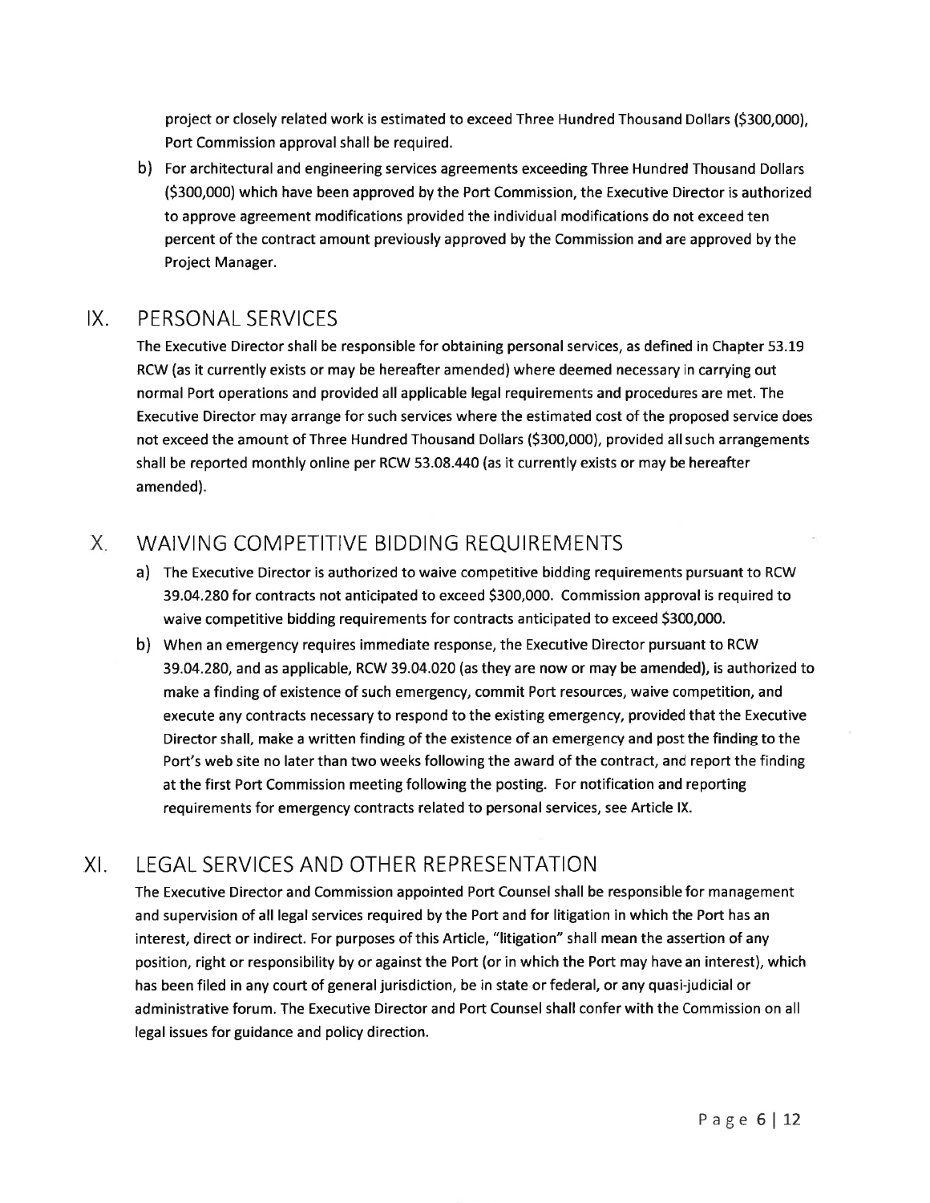project or closely related work is estimated to exceed Three Hundred Thousand Dollars ($300,000), Port Commission approval shall be required.

b) For architectural and engineering services agreements exceeding Three Hundred Thousand Dollars ($300,000) which have been approved by the Port Commission, the Executive Director is authorized to approve agreement modifications provided the individual modifications do not exceed ten percent of the contract amount previously approved by the Commission and are approved by the Project Manager.

## IX. PERSONAL SERVICES

The Executive Director shall be responsible for obtaining personal services, as defined in Chapter 53.19 RCW (as it currently exists or may be hereafter amended) where deemed necessary in carrying out normal Port operations and provided all applicable legal requirements and procedures are met. The Executive Director may arrange for such services where the estimated cost of the proposed service does not exceed the amount of Three Hundred Thousand Dollars ($300,000), provided all such arrangements shall be reported monthly online per RCW 53.08.440 (as it currently exists or may be hereafter amended).

## X. WAIVING COMPETITIVE BIDDING REQUIREMENTS

a) The Executive Director is authorized to waive competitive bidding requirements pursuant to RCW 39.04.280 for contracts not anticipated to exceed $300,000. Commission approval is required to waive competitive bidding requirements for contracts anticipated to exceed $300,000.

b) When an emergency requires immediate response, the Executive Director pursuant to RCW 39.04.280, and as applicable, RCW 39.04.020 (as they are now or may be amended), is authorized to make a finding of existence of such emergency, commit Port resources, waive competition, and execute any contracts necessary to respond to the existing emergency, provided that the Executive Director shall, make a written finding of the existence of an emergency and post the finding to the Port's web site no later than two weeks following the award of the contract, and report the finding at the first Port Commission meeting following the posting. For notification and reporting requirements for emergency contracts related to personal services, see Article IX.

## XI. LEGAL SERVICES AND OTHER REPRESENTATION

The Executive Director and Commission appointed Port Counsel shall be responsible for management and supervision of all legal services required by the Port and for litigation in which the Port has an interest, direct or indirect. For purposes of this Article, "litigation" shall mean the assertion of any position, right or responsibility by or against the Port (or in which the Port may have an interest), which has been filed in any court of general jurisdiction, be in state or federal, or any quasi-judicial or administrative forum. The Executive Director and Port Counsel shall confer with the Commission on all legal issues for guidance and policy direction.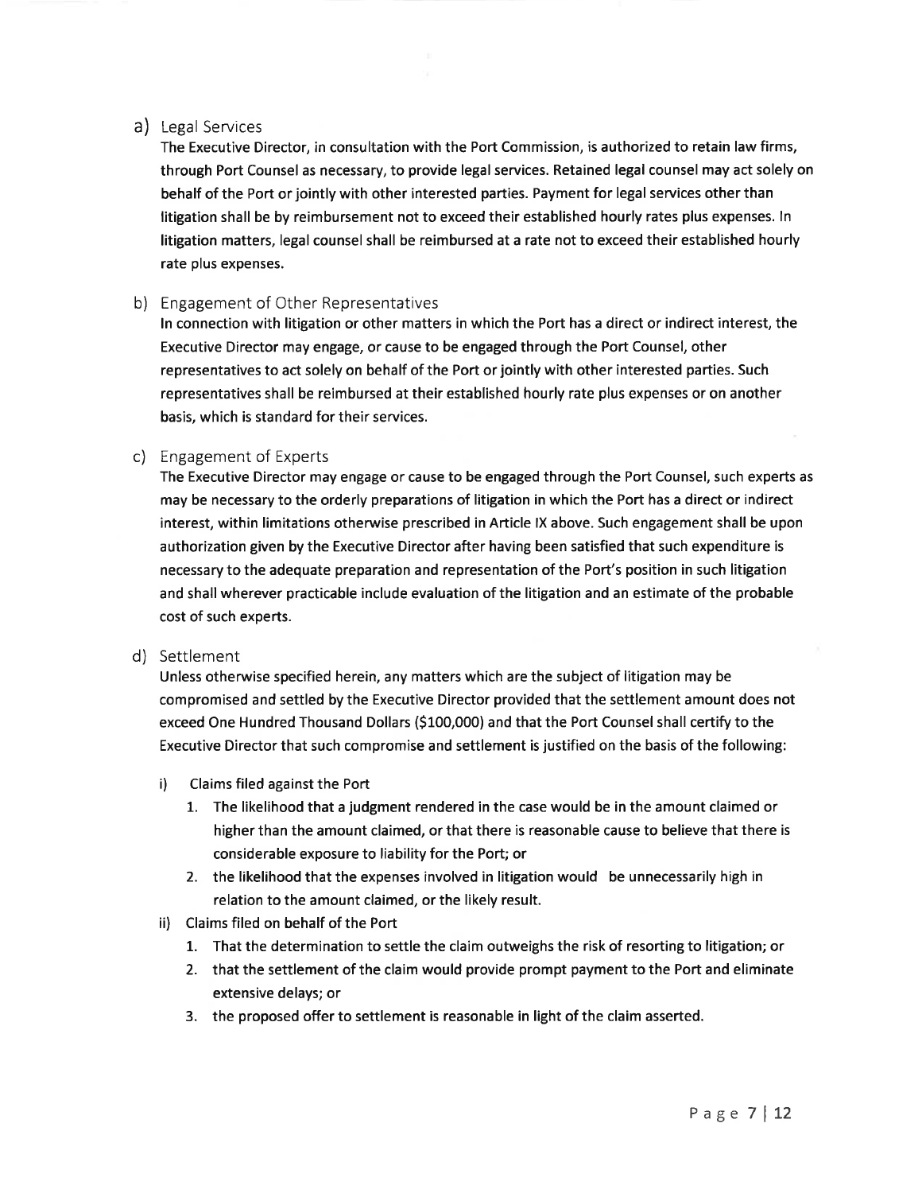a) Legal Services

The Executive Director, in consultation with the Port Commission, is authorized to retain law firms, through Port Counsel as necessary, to provide legal services. Retained legal counsel may act solely on behalf of the Port or jointly with other interested parties. Payment for legal services other than litigation shall be by reimbursement not to exceed their established hourly rates plus expenses. In litigation matters, legal counsel shall be reimbursed at a rate not to exceed their established hourly rate plus expenses.

b) Engagement of Other Representatives

In connection with litigation or other matters in which the Port has a direct or indirect interest, the Executive Director may engage, or cause to be engaged through the Port Counsel, other representatives to act solely on behalf of the Port or jointly with other interested parties. Such representatives shall be reimbursed at their established hourly rate plus expenses or on another basis, which is standard for their services.

c) Engagement of Experts

The Executive Director may engage or cause to be engaged through the Port Counsel, such experts as may be necessary to the orderly preparations of litigation in which the Port has a direct or indirect interest, within limitations otherwise prescribed in Article IX above. Such engagement shall be upon authorization given by the Executive Director after having been satisfied that such expenditure is necessary to the adequate preparation and representation of the Port's position in such litigation and shall wherever practicable include evaluation of the litigation and an estimate of the probable cost of such experts.

d) Settlement

Unless otherwise specified herein, any matters which are the subject of litigation may be compromised and settled by the Executive Director provided that the settlement amount does not exceed One Hundred Thousand Dollars ($100,000) and that the Port Counsel shall certify to the Executive Director that such compromise and settlement is justified on the basis of the following:

i) Claims filed against the Port
   1. The likelihood that a judgment rendered in the case would be in the amount claimed or higher than the amount claimed, or that there is reasonable cause to believe that there is considerable exposure to liability for the Port; or
   2. the likelihood that the expenses involved in litigation would be unnecessarily high in relation to the amount claimed, or the likely result.

ii) Claims filed on behalf of the Port
   1. That the determination to settle the claim outweighs the risk of resorting to litigation; or
   2. that the settlement of the claim would provide prompt payment to the Port and eliminate extensive delays; or
   3. the proposed offer to settlement is reasonable in light of the claim asserted.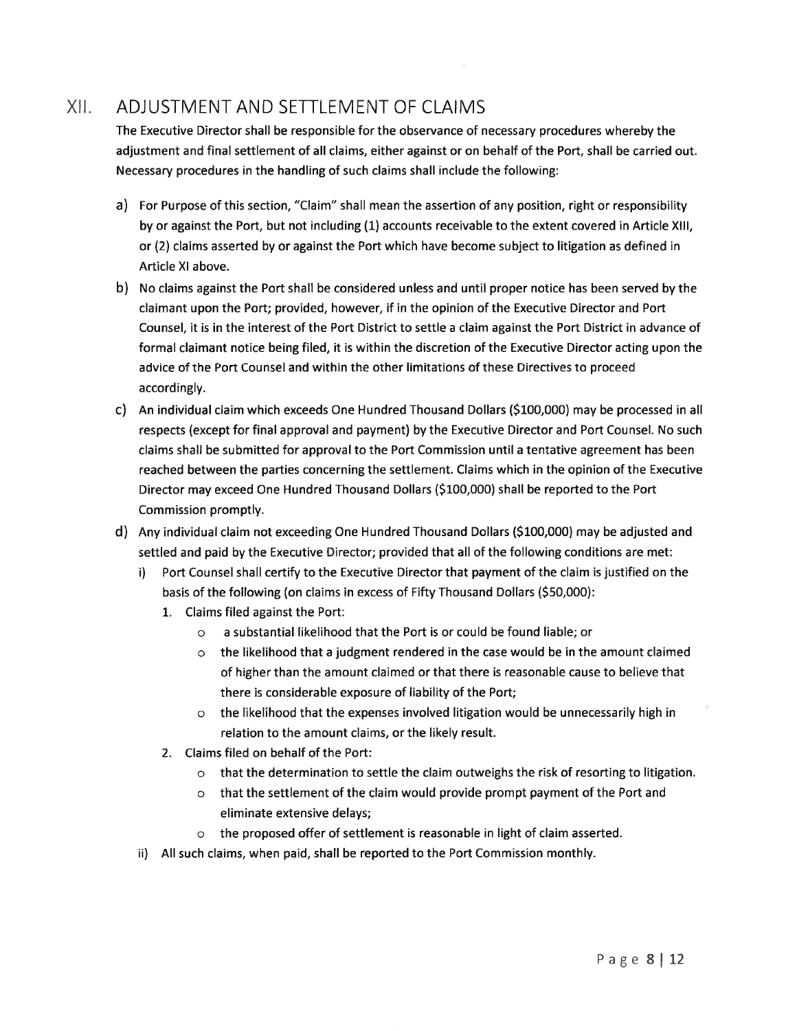## XII. ADJUSTMENT AND SETTLEMENT OF CLAIMS

The Executive Director shall be responsible for the observance of necessary procedures whereby the adjustment and final settlement of all claims, either against or on behalf of the Port, shall be carried out. Necessary procedures in the handling of such claims shall include the following:

a) For Purpose of this section, "Claim" shall mean the assertion of any position, right or responsibility by or against the Port, but not including (1) accounts receivable to the extent covered in Article XIII, or (2) claims asserted by or against the Port which have become subject to litigation as defined in Article XI above.

b) No claims against the Port shall be considered unless and until proper notice has been served by the claimant upon the Port; provided, however, if in the opinion of the Executive Director and Port Counsel, it is in the interest of the Port District to settle a claim against the Port District in advance of formal claimant notice being filed, it is within the discretion of the Executive Director acting upon the advice of the Port Counsel and within the other limitations of these Directives to proceed accordingly.

c) An individual claim which exceeds One Hundred Thousand Dollars ($100,000) may be processed in all respects (except for final approval and payment) by the Executive Director and Port Counsel. No such claims shall be submitted for approval to the Port Commission until a tentative agreement has been reached between the parties concerning the settlement. Claims which in the opinion of the Executive Director may exceed One Hundred Thousand Dollars ($100,000) shall be reported to the Port Commission promptly.

d) Any individual claim not exceeding One Hundred Thousand Dollars ($100,000) may be adjusted and settled and paid by the Executive Director; provided that all of the following conditions are met:
   i) Port Counsel shall certify to the Executive Director that payment of the claim is justified on the basis of the following (on claims in excess of Fifty Thousand Dollars ($50,000):
      1. Claims filed against the Port:
         - a substantial likelihood that the Port is or could be found liable; or
         - the likelihood that a judgment rendered in the case would be in the amount claimed of higher than the amount claimed or that there is reasonable cause to believe that there is considerable exposure of liability of the Port;
         - the likelihood that the expenses involved litigation would be unnecessarily high in relation to the amount claims, or the likely result.
      2. Claims filed on behalf of the Port:
         - that the determination to settle the claim outweighs the risk of resorting to litigation.
         - that the settlement of the claim would provide prompt payment of the Port and eliminate extensive delays;
         - the proposed offer of settlement is reasonable in light of claim asserted.
   ii) All such claims, when paid, shall be reported to the Port Commission monthly.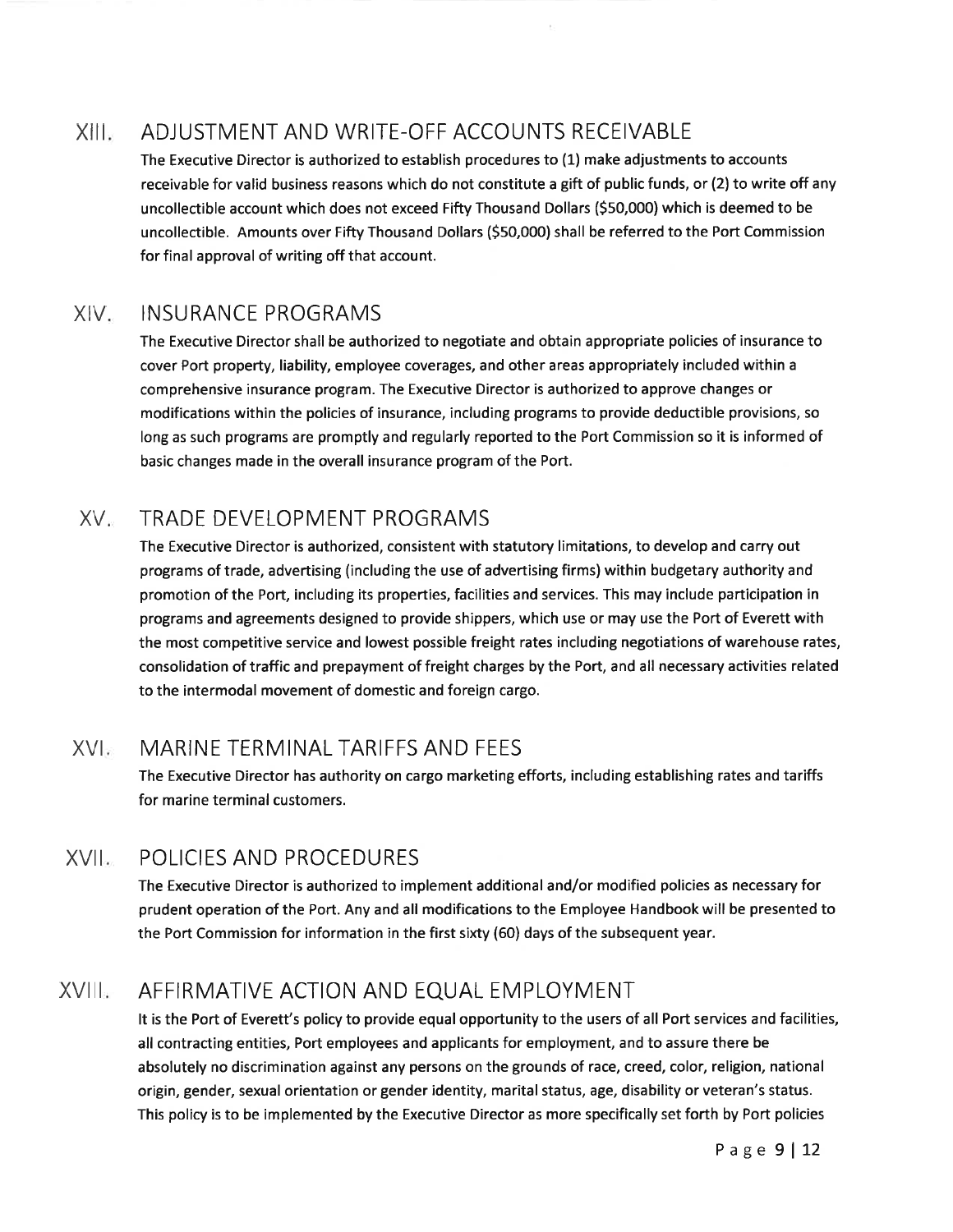## XIII. ADJUSTMENT AND WRITE-OFF ACCOUNTS RECEIVABLE

The Executive Director is authorized to establish procedures to (1) make adjustments to accounts receivable for valid business reasons which do not constitute a gift of public funds, or (2) to write off any uncollectible account which does not exceed Fifty Thousand Dollars ($50,000) which is deemed to be uncollectible. Amounts over Fifty Thousand Dollars ($50,000) shall be referred to the Port Commission for final approval of writing off that account.

## XIV. INSURANCE PROGRAMS

The Executive Director shall be authorized to negotiate and obtain appropriate policies of insurance to cover Port property, liability, employee coverages, and other areas appropriately included within a comprehensive insurance program. The Executive Director is authorized to approve changes or modifications within the policies of insurance, including programs to provide deductible provisions, so long as such programs are promptly and regularly reported to the Port Commission so it is informed of basic changes made in the overall insurance program of the Port.

## XV. TRADE DEVELOPMENT PROGRAMS

The Executive Director is authorized, consistent with statutory limitations, to develop and carry out programs of trade, advertising (including the use of advertising firms) within budgetary authority and promotion of the Port, including its properties, facilities and services. This may include participation in programs and agreements designed to provide shippers, which use or may use the Port of Everett with the most competitive service and lowest possible freight rates including negotiations of warehouse rates, consolidation of traffic and prepayment of freight charges by the Port, and all necessary activities related to the intermodal movement of domestic and foreign cargo.

## XVI. MARINE TERMINAL TARIFFS AND FEES

The Executive Director has authority on cargo marketing efforts, including establishing rates and tariffs for marine terminal customers.

## XVII. POLICIES AND PROCEDURES

The Executive Director is authorized to implement additional and/or modified policies as necessary for prudent operation of the Port. Any and all modifications to the Employee Handbook will be presented to the Port Commission for information in the first sixty (60) days of the subsequent year.

## XVIII. AFFIRMATIVE ACTION AND EQUAL EMPLOYMENT

It is the Port of Everett's policy to provide equal opportunity to the users of all Port services and facilities, all contracting entities, Port employees and applicants for employment, and to assure there be absolutely no discrimination against any persons on the grounds of race, creed, color, religion, national origin, gender, sexual orientation or gender identity, marital status, age, disability or veteran's status. This policy is to be implemented by the Executive Director as more specifically set forth by Port policies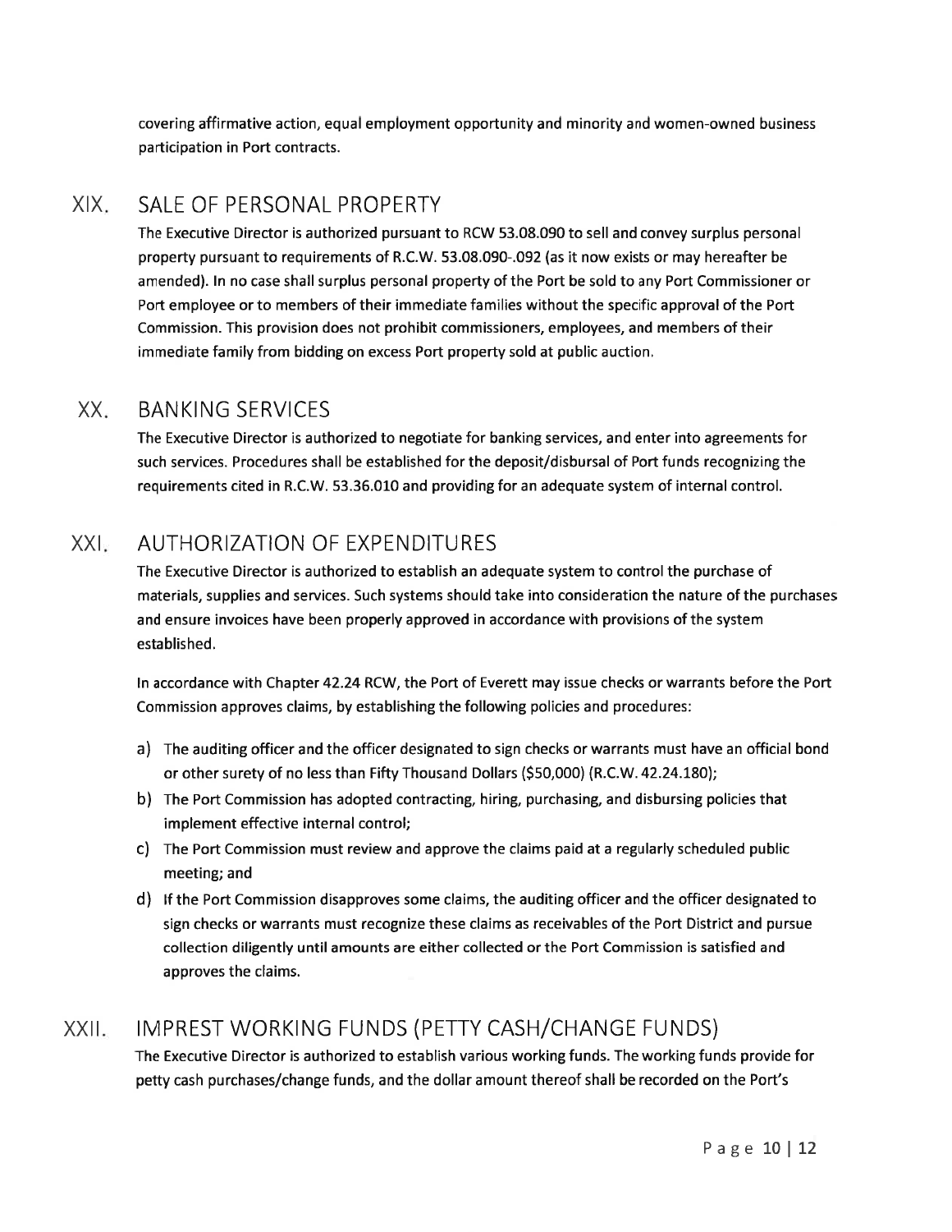covering affirmative action, equal employment opportunity and minority and women-owned business participation in Port contracts.

## XIX. SALE OF PERSONAL PROPERTY

The Executive Director is authorized pursuant to RCW 53.08.090 to sell and convey surplus personal property pursuant to requirements of R.C.W. 53.08.090-.092 (as it now exists or may hereafter be amended). In no case shall surplus personal property of the Port be sold to any Port Commissioner or Port employee or to members of their immediate families without the specific approval of the Port Commission. This provision does not prohibit commissioners, employees, and members of their immediate family from bidding on excess Port property sold at public auction.

## XX. BANKING SERVICES

The Executive Director is authorized to negotiate for banking services, and enter into agreements for such services. Procedures shall be established for the deposit/disbursal of Port funds recognizing the requirements cited in R.C.W. 53.36.010 and providing for an adequate system of internal control.

## XXI. AUTHORIZATION OF EXPENDITURES

The Executive Director is authorized to establish an adequate system to control the purchase of materials, supplies and services. Such systems should take into consideration the nature of the purchases and ensure invoices have been properly approved in accordance with provisions of the system established.

In accordance with Chapter 42.24 RCW, the Port of Everett may issue checks or warrants before the Port Commission approves claims, by establishing the following policies and procedures:

a) The auditing officer and the officer designated to sign checks or warrants must have an official bond or other surety of no less than Fifty Thousand Dollars ($50,000) (R.C.W. 42.24.180);
b) The Port Commission has adopted contracting, hiring, purchasing, and disbursing policies that implement effective internal control;
c) The Port Commission must review and approve the claims paid at a regularly scheduled public meeting; and
d) If the Port Commission disapproves some claims, the auditing officer and the officer designated to sign checks or warrants must recognize these claims as receivables of the Port District and pursue collection diligently until amounts are either collected or the Port Commission is satisfied and approves the claims.

## XXII. IMPREST WORKING FUNDS (PETTY CASH/CHANGE FUNDS)

The Executive Director is authorized to establish various working funds. The working funds provide for petty cash purchases/change funds, and the dollar amount thereof shall be recorded on the Port's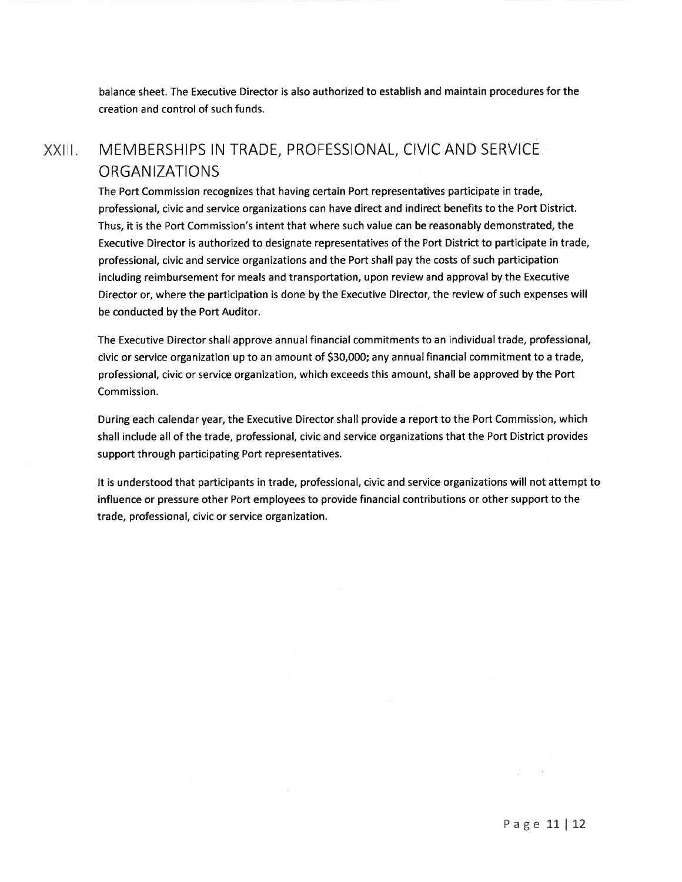balance sheet. The Executive Director is also authorized to establish and maintain procedures for the creation and control of such funds.

## XXIII. MEMBERSHIPS IN TRADE, PROFESSIONAL, CIVIC AND SERVICE ORGANIZATIONS

The Port Commission recognizes that having certain Port representatives participate in trade, professional, civic and service organizations can have direct and indirect benefits to the Port District. Thus, it is the Port Commission's intent that where such value can be reasonably demonstrated, the Executive Director is authorized to designate representatives of the Port District to participate in trade, professional, civic and service organizations and the Port shall pay the costs of such participation including reimbursement for meals and transportation, upon review and approval by the Executive Director or, where the participation is done by the Executive Director, the review of such expenses will be conducted by the Port Auditor.

The Executive Director shall approve annual financial commitments to an individual trade, professional, civic or service organization up to an amount of $30,000; any annual financial commitment to a trade, professional, civic or service organization, which exceeds this amount, shall be approved by the Port Commission.

During each calendar year, the Executive Director shall provide a report to the Port Commission, which shall include all of the trade, professional, civic and service organizations that the Port District provides support through participating Port representatives.

It is understood that participants in trade, professional, civic and service organizations will not attempt to influence or pressure other Port employees to provide financial contributions or other support to the trade, professional, civic or service organization.